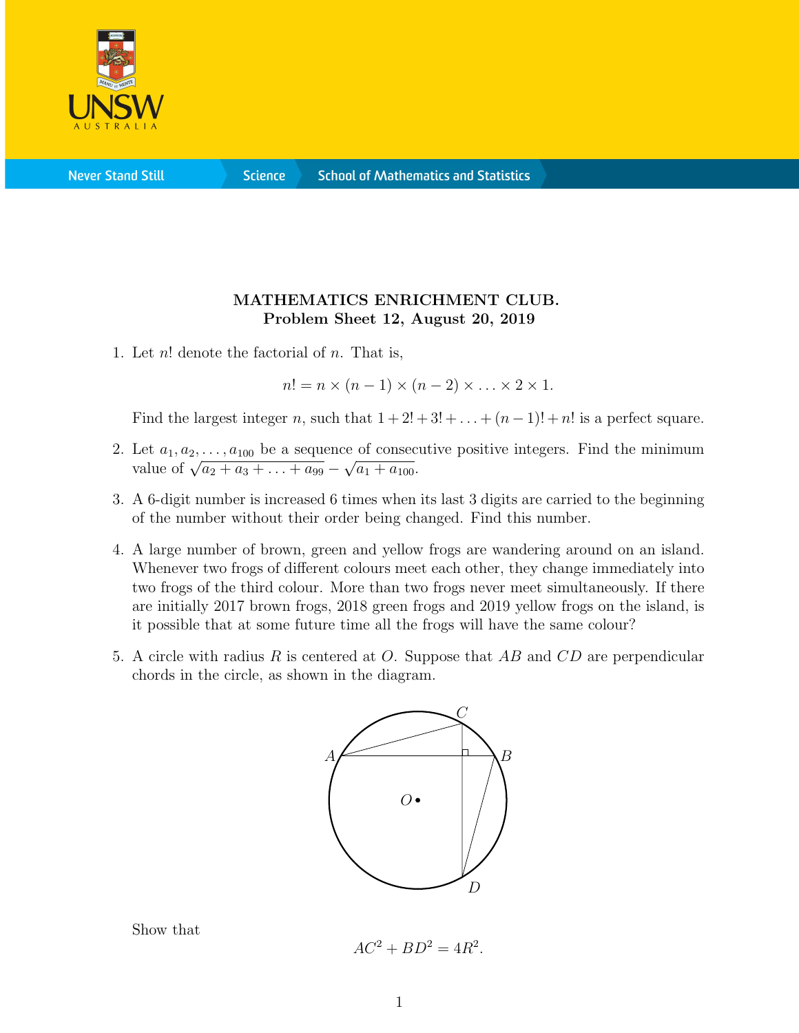**MATHEMATICS ENRICHMENT CLUB.**
**Problem Sheet 12, August 20, 2019**

1. Let $n!$ denote the factorial of $n$. That is,

$$n! = n \times (n-1) \times (n-2) \times \ldots \times 2 \times 1.$$

Find the largest integer $n$, such that $1 + 2! + 3! + \ldots + (n-1)! + n!$ is a perfect square.

2. Let $a_1, a_2, \ldots, a_{100}$ be a sequence of consecutive positive integers. Find the minimum value of $\sqrt{a_2 + a_3 + \ldots + a_{99}} - \sqrt{a_1 + a_{100}}$.

3. A 6-digit number is increased 6 times when its last 3 digits are carried to the beginning of the number without their order being changed. Find this number.

4. A large number of brown, green and yellow frogs are wandering around on an island. Whenever two frogs of different colours meet each other, they change immediately into two frogs of the third colour. More than two frogs never meet simultaneously. If there are initially 2017 brown frogs, 2018 green frogs and 2019 yellow frogs on the island, is it possible that at some future time all the frogs will have the same colour?

5. A circle with radius $R$ is centered at $O$. Suppose that $AB$ and $CD$ are perpendicular chords in the circle, as shown in the diagram.

Show that

$$AC^2 + BD^2 = 4R^2.$$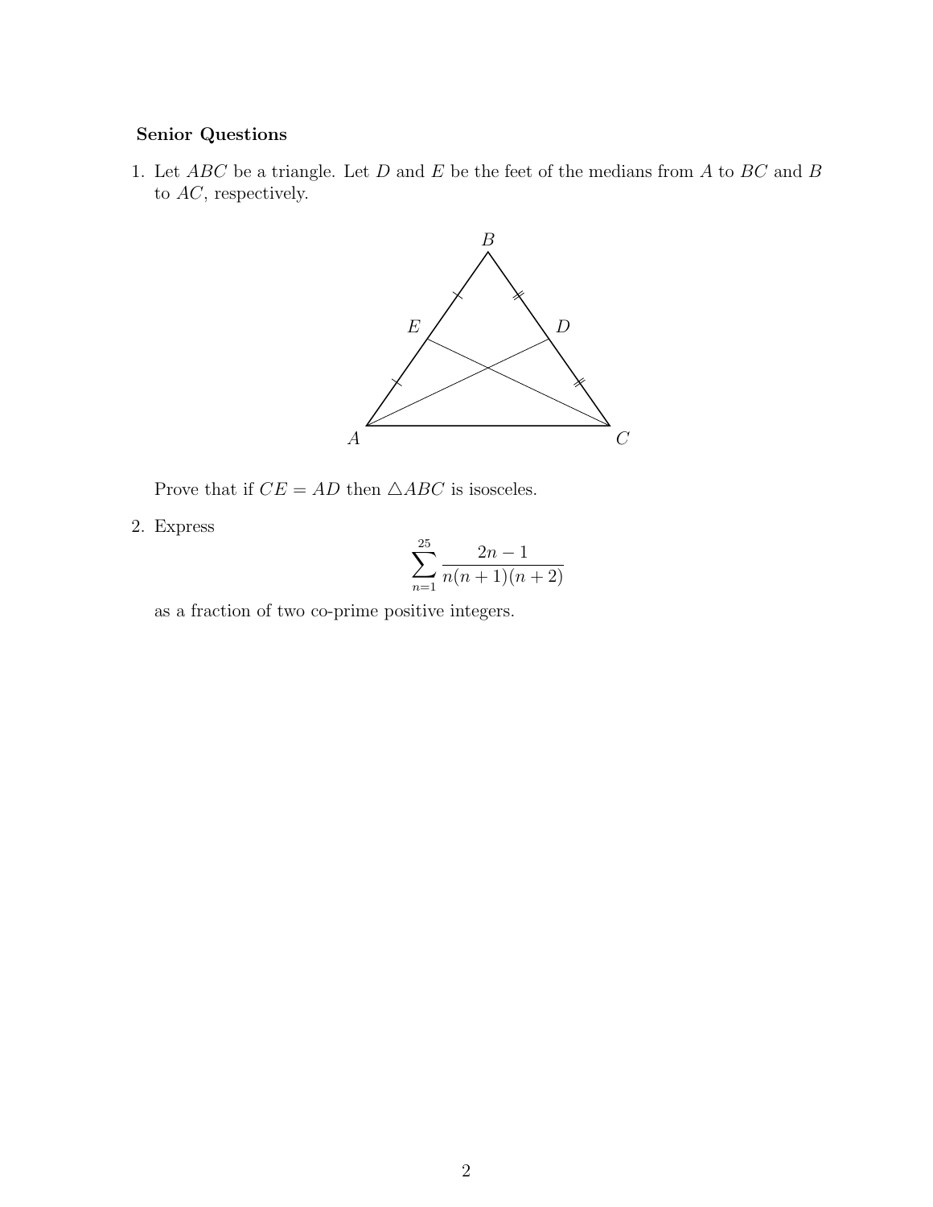**Senior Questions**

1. Let $ABC$ be a triangle. Let $D$ and $E$ be the feet of the medians from $A$ to $BC$ and $B$ to $AC$, respectively.

   B

   E D

   A C

   Prove that if $CE = AD$ then $\triangle ABC$ is isosceles.

2. Express

$$\sum_{n=1}^{25} \frac{2n-1}{n(n+1)(n+2)}$$

   as a fraction of two co-prime positive integers.